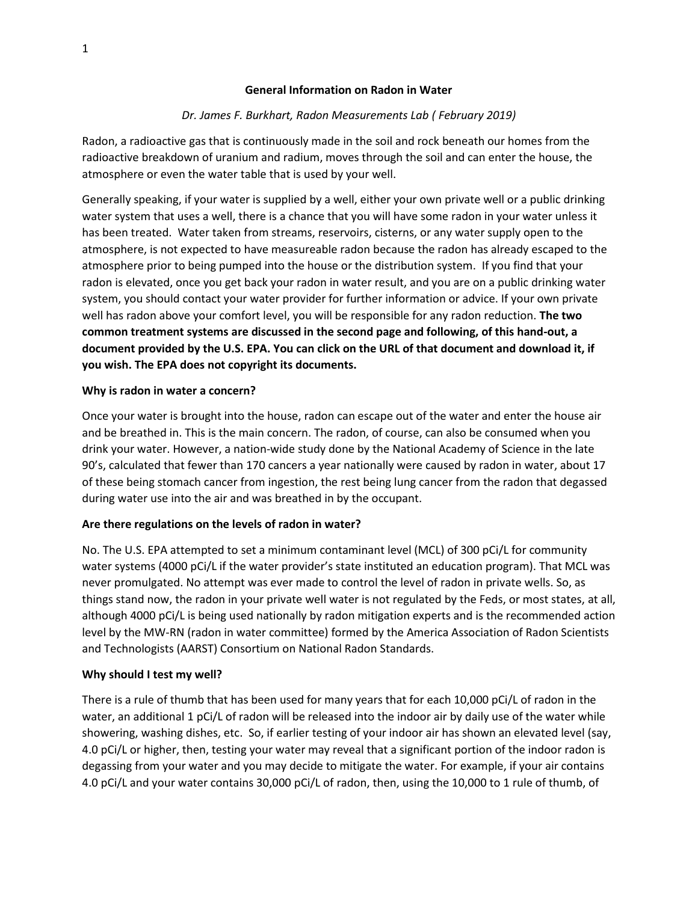**General Information on Radon in Water**

*Dr. James F. Burkhart, Radon Measurements Lab ( February 2019)*

Radon, a radioactive gas that is continuously made in the soil and rock beneath our homes from the radioactive breakdown of uranium and radium, moves through the soil and can enter the house, the atmosphere or even the water table that is used by your well.

Generally speaking, if your water is supplied by a well, either your own private well or a public drinking water system that uses a well, there is a chance that you will have some radon in your water unless it has been treated. Water taken from streams, reservoirs, cisterns, or any water supply open to the atmosphere, is not expected to have measureable radon because the radon has already escaped to the atmosphere prior to being pumped into the house or the distribution system. If you find that your radon is elevated, once you get back your radon in water result, and you are on a public drinking water system, you should contact your water provider for further information or advice. If your own private well has radon above your comfort level, you will be responsible for any radon reduction. **The two common treatment systems are discussed in the second page and following, of this hand-out, a document provided by the U.S. EPA. You can click on the URL of that document and download it, if you wish. The EPA does not copyright its documents.**

**Why is radon in water a concern?**

Once your water is brought into the house, radon can escape out of the water and enter the house air and be breathed in. This is the main concern. The radon, of course, can also be consumed when you drink your water. However, a nation-wide study done by the National Academy of Science in the late 90's, calculated that fewer than 170 cancers a year nationally were caused by radon in water, about 17 of these being stomach cancer from ingestion, the rest being lung cancer from the radon that degassed during water use into the air and was breathed in by the occupant.

**Are there regulations on the levels of radon in water?**

No. The U.S. EPA attempted to set a minimum contaminant level (MCL) of 300 pCi/L for community water systems (4000 pCi/L if the water provider's state instituted an education program). That MCL was never promulgated. No attempt was ever made to control the level of radon in private wells. So, as things stand now, the radon in your private well water is not regulated by the Feds, or most states, at all, although 4000 pCi/L is being used nationally by radon mitigation experts and is the recommended action level by the MW-RN (radon in water committee) formed by the America Association of Radon Scientists and Technologists (AARST) Consortium on National Radon Standards.

**Why should I test my well?**

There is a rule of thumb that has been used for many years that for each 10,000 pCi/L of radon in the water, an additional 1 pCi/L of radon will be released into the indoor air by daily use of the water while showering, washing dishes, etc. So, if earlier testing of your indoor air has shown an elevated level (say, 4.0 pCi/L or higher, then, testing your water may reveal that a significant portion of the indoor radon is degassing from your water and you may decide to mitigate the water. For example, if your air contains 4.0 pCi/L and your water contains 30,000 pCi/L of radon, then, using the 10,000 to 1 rule of thumb, of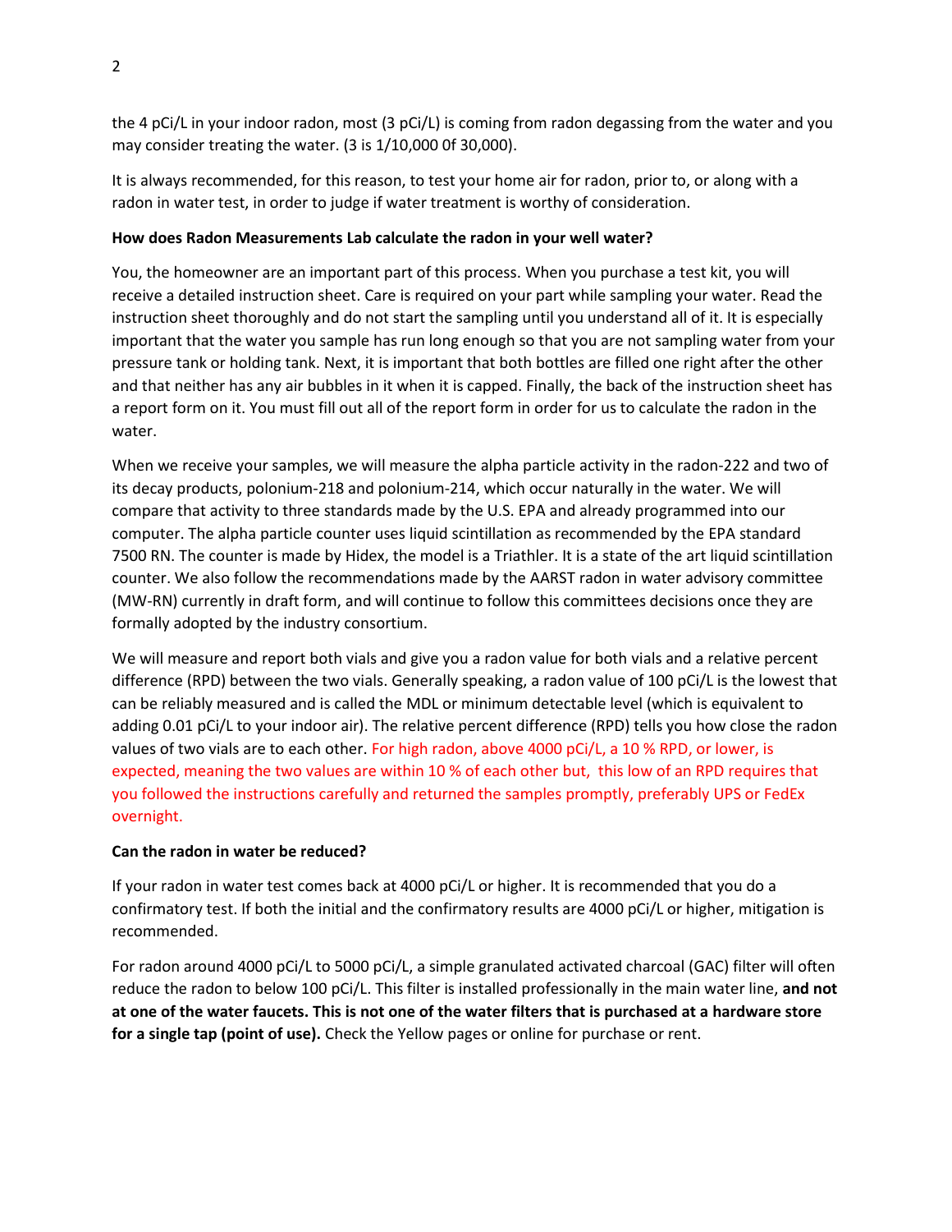the 4 pCi/L in your indoor radon, most (3 pCi/L) is coming from radon degassing from the water and you may consider treating the water. (3 is 1/10,000 0f 30,000).

It is always recommended, for this reason, to test your home air for radon, prior to, or along with a radon in water test, in order to judge if water treatment is worthy of consideration.

**How does Radon Measurements Lab calculate the radon in your well water?**

You, the homeowner are an important part of this process. When you purchase a test kit, you will receive a detailed instruction sheet. Care is required on your part while sampling your water. Read the instruction sheet thoroughly and do not start the sampling until you understand all of it. It is especially important that the water you sample has run long enough so that you are not sampling water from your pressure tank or holding tank. Next, it is important that both bottles are filled one right after the other and that neither has any air bubbles in it when it is capped. Finally, the back of the instruction sheet has a report form on it. You must fill out all of the report form in order for us to calculate the radon in the water.

When we receive your samples, we will measure the alpha particle activity in the radon-222 and two of its decay products, polonium-218 and polonium-214, which occur naturally in the water. We will compare that activity to three standards made by the U.S. EPA and already programmed into our computer. The alpha particle counter uses liquid scintillation as recommended by the EPA standard 7500 RN. The counter is made by Hidex, the model is a Triathler. It is a state of the art liquid scintillation counter. We also follow the recommendations made by the AARST radon in water advisory committee (MW-RN) currently in draft form, and will continue to follow this committees decisions once they are formally adopted by the industry consortium.

We will measure and report both vials and give you a radon value for both vials and a relative percent difference (RPD) between the two vials. Generally speaking, a radon value of 100 pCi/L is the lowest that can be reliably measured and is called the MDL or minimum detectable level (which is equivalent to adding 0.01 pCi/L to your indoor air). The relative percent difference (RPD) tells you how close the radon values of two vials are to each other. For high radon, above 4000 pCi/L, a 10 % RPD, or lower, is expected, meaning the two values are within 10 % of each other but, this low of an RPD requires that you followed the instructions carefully and returned the samples promptly, preferably UPS or FedEx overnight.

**Can the radon in water be reduced?**

If your radon in water test comes back at 4000 pCi/L or higher. It is recommended that you do a confirmatory test. If both the initial and the confirmatory results are 4000 pCi/L or higher, mitigation is recommended.

For radon around 4000 pCi/L to 5000 pCi/L, a simple granulated activated charcoal (GAC) filter will often reduce the radon to below 100 pCi/L. This filter is installed professionally in the main water line, **and not at one of the water faucets. This is not one of the water filters that is purchased at a hardware store for a single tap (point of use).** Check the Yellow pages or online for purchase or rent.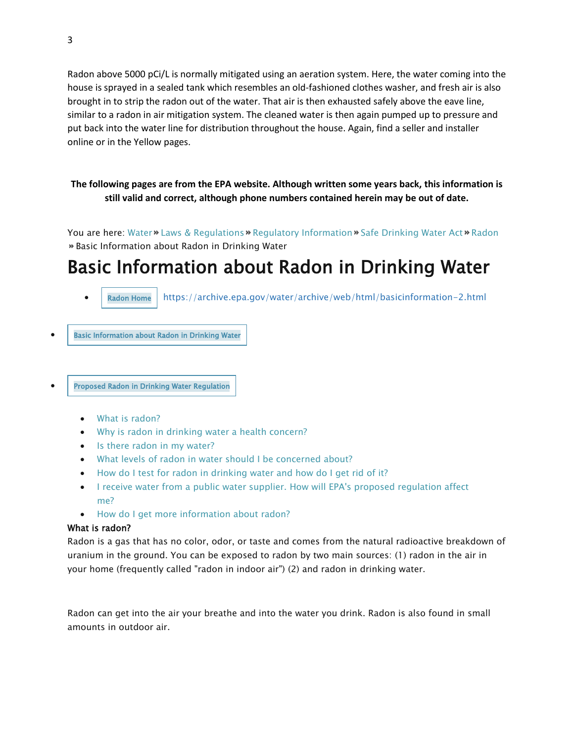Radon above 5000 pCi/L is normally mitigated using an aeration system. Here, the water coming into the house is sprayed in a sealed tank which resembles an old-fashioned clothes washer, and fresh air is also brought in to strip the radon out of the water. That air is then exhausted safely above the eave line, similar to a radon in air mitigation system. The cleaned water is then again pumped up to pressure and put back into the water line for distribution throughout the house. Again, find a seller and installer online or in the Yellow pages.

**The following pages are from the EPA website. Although written some years back, this information is still valid and correct, although phone numbers contained herein may be out of date.**

You are here: Water » Laws & Regulations » Regulatory Information » Safe Drinking Water Act » Radon » Basic Information about Radon in Drinking Water

# Basic Information about Radon in Drinking Water

- Radon Home https://archive.epa.gov/water/archive/web/html/basicinformation-2.html
- Basic Information about Radon in Drinking Water
- Proposed Radon in Drinking Water Regulation

- What is radon?
- Why is radon in drinking water a health concern?
- Is there radon in my water?
- What levels of radon in water should I be concerned about?
- How do I test for radon in drinking water and how do I get rid of it?
- I receive water from a public water supplier. How will EPA's proposed regulation affect me?
- How do I get more information about radon?

### What is radon?

Radon is a gas that has no color, odor, or taste and comes from the natural radioactive breakdown of uranium in the ground. You can be exposed to radon by two main sources: (1) radon in the air in your home (frequently called "radon in indoor air") (2) and radon in drinking water.

Radon can get into the air your breathe and into the water you drink. Radon is also found in small amounts in outdoor air.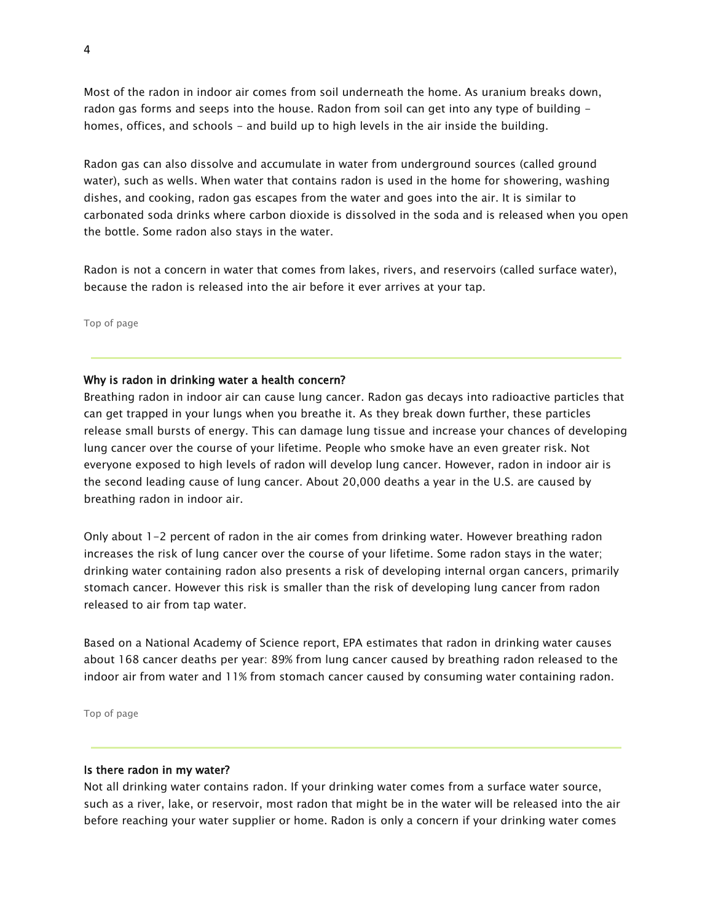Most of the radon in indoor air comes from soil underneath the home. As uranium breaks down, radon gas forms and seeps into the house. Radon from soil can get into any type of building - homes, offices, and schools - and build up to high levels in the air inside the building.

Radon gas can also dissolve and accumulate in water from underground sources (called ground water), such as wells. When water that contains radon is used in the home for showering, washing dishes, and cooking, radon gas escapes from the water and goes into the air. It is similar to carbonated soda drinks where carbon dioxide is dissolved in the soda and is released when you open the bottle. Some radon also stays in the water.

Radon is not a concern in water that comes from lakes, rivers, and reservoirs (called surface water), because the radon is released into the air before it ever arrives at your tap.

Top of page

---

### Why is radon in drinking water a health concern?

Breathing radon in indoor air can cause lung cancer. Radon gas decays into radioactive particles that can get trapped in your lungs when you breathe it. As they break down further, these particles release small bursts of energy. This can damage lung tissue and increase your chances of developing lung cancer over the course of your lifetime. People who smoke have an even greater risk. Not everyone exposed to high levels of radon will develop lung cancer. However, radon in indoor air is the second leading cause of lung cancer. About 20,000 deaths a year in the U.S. are caused by breathing radon in indoor air.

Only about 1-2 percent of radon in the air comes from drinking water. However breathing radon increases the risk of lung cancer over the course of your lifetime. Some radon stays in the water; drinking water containing radon also presents a risk of developing internal organ cancers, primarily stomach cancer. However this risk is smaller than the risk of developing lung cancer from radon released to air from tap water.

Based on a National Academy of Science report, EPA estimates that radon in drinking water causes about 168 cancer deaths per year: 89% from lung cancer caused by breathing radon released to the indoor air from water and 11% from stomach cancer caused by consuming water containing radon.

Top of page

---

### Is there radon in my water?

Not all drinking water contains radon. If your drinking water comes from a surface water source, such as a river, lake, or reservoir, most radon that might be in the water will be released into the air before reaching your water supplier or home. Radon is only a concern if your drinking water comes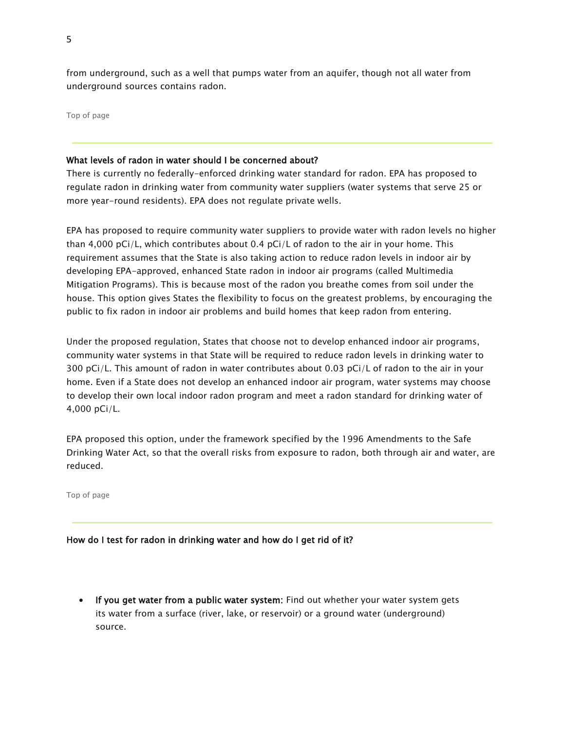from underground, such as a well that pumps water from an aquifer, though not all water from underground sources contains radon.

Top of page

---

**What levels of radon in water should I be concerned about?**

There is currently no federally-enforced drinking water standard for radon. EPA has proposed to regulate radon in drinking water from community water suppliers (water systems that serve 25 or more year-round residents). EPA does not regulate private wells.

EPA has proposed to require community water suppliers to provide water with radon levels no higher than 4,000 pCi/L, which contributes about 0.4 pCi/L of radon to the air in your home. This requirement assumes that the State is also taking action to reduce radon levels in indoor air by developing EPA-approved, enhanced State radon in indoor air programs (called Multimedia Mitigation Programs). This is because most of the radon you breathe comes from soil under the house. This option gives States the flexibility to focus on the greatest problems, by encouraging the public to fix radon in indoor air problems and build homes that keep radon from entering.

Under the proposed regulation, States that choose not to develop enhanced indoor air programs, community water systems in that State will be required to reduce radon levels in drinking water to 300 pCi/L. This amount of radon in water contributes about 0.03 pCi/L of radon to the air in your home. Even if a State does not develop an enhanced indoor air program, water systems may choose to develop their own local indoor radon program and meet a radon standard for drinking water of 4,000 pCi/L.

EPA proposed this option, under the framework specified by the 1996 Amendments to the Safe Drinking Water Act, so that the overall risks from exposure to radon, both through air and water, are reduced.

Top of page

---

**How do I test for radon in drinking water and how do I get rid of it?**

- **If you get water from a public water system:** Find out whether your water system gets its water from a surface (river, lake, or reservoir) or a ground water (underground) source.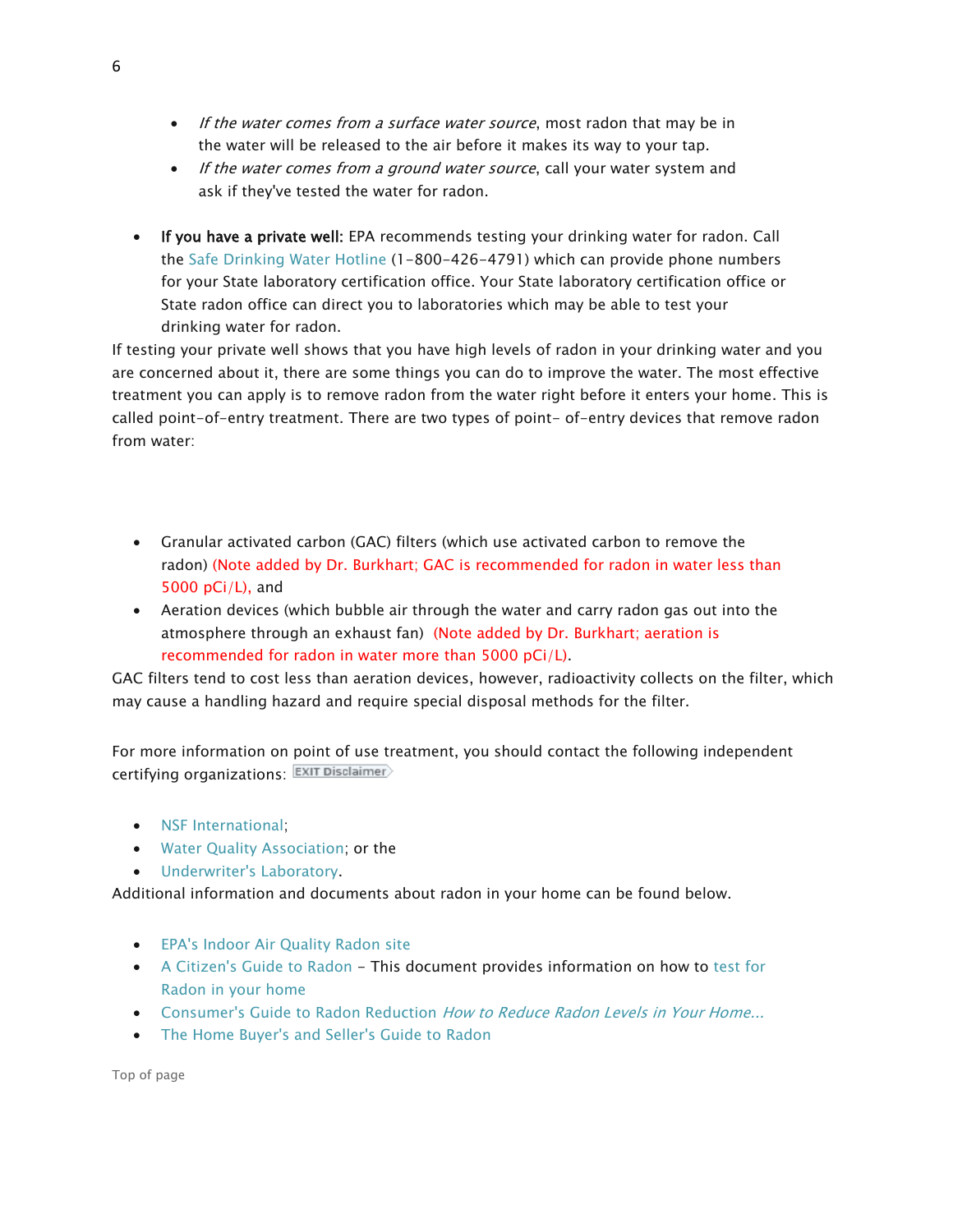- *If the water comes from a surface water source*, most radon that may be in the water will be released to the air before it makes its way to your tap.
- *If the water comes from a ground water source*, call your water system and ask if they've tested the water for radon.

- **If you have a private well:** EPA recommends testing your drinking water for radon. Call the Safe Drinking Water Hotline (1-800-426-4791) which can provide phone numbers for your State laboratory certification office. Your State laboratory certification office or State radon office can direct you to laboratories which may be able to test your drinking water for radon.

If testing your private well shows that you have high levels of radon in your drinking water and you are concerned about it, there are some things you can do to improve the water. The most effective treatment you can apply is to remove radon from the water right before it enters your home. This is called point-of-entry treatment. There are two types of point- of-entry devices that remove radon from water:

- Granular activated carbon (GAC) filters (which use activated carbon to remove the radon) (Note added by Dr. Burkhart; GAC is recommended for radon in water less than 5000 pCi/L), and
- Aeration devices (which bubble air through the water and carry radon gas out into the atmosphere through an exhaust fan) (Note added by Dr. Burkhart; aeration is recommended for radon in water more than 5000 pCi/L).

GAC filters tend to cost less than aeration devices, however, radioactivity collects on the filter, which may cause a handling hazard and require special disposal methods for the filter.

For more information on point of use treatment, you should contact the following independent certifying organizations: EXIT Disclaimer

- NSF International;
- Water Quality Association; or the
- Underwriter's Laboratory.

Additional information and documents about radon in your home can be found below.

- EPA's Indoor Air Quality Radon site
- A Citizen's Guide to Radon – This document provides information on how to test for Radon in your home
- Consumer's Guide to Radon Reduction *How to Reduce Radon Levels in Your Home...*
- The Home Buyer's and Seller's Guide to Radon

Top of page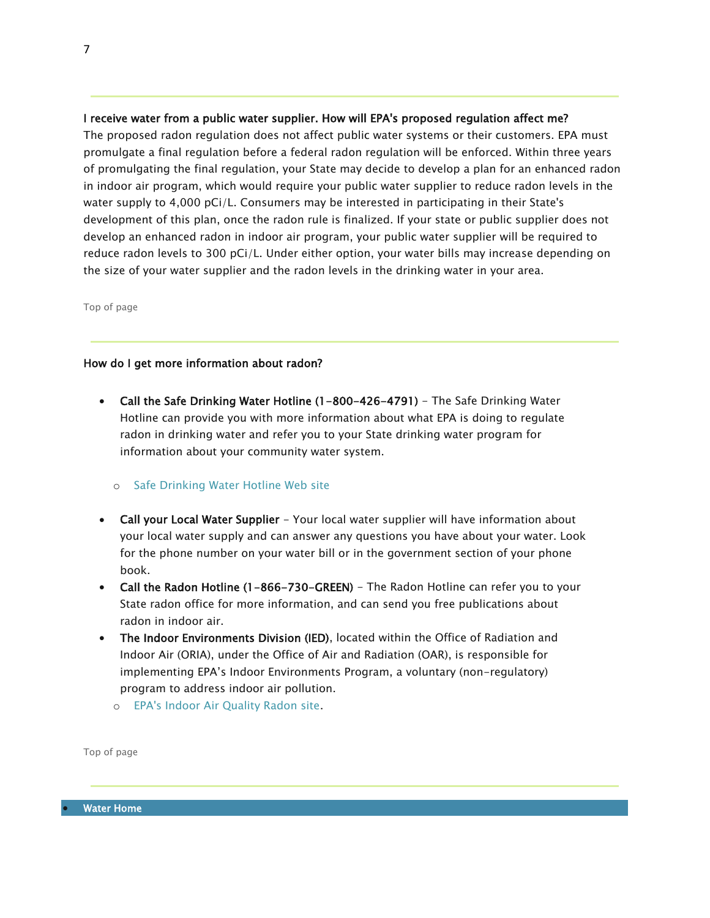**I receive water from a public water supplier. How will EPA's proposed regulation affect me?**
The proposed radon regulation does not affect public water systems or their customers. EPA must promulgate a final regulation before a federal radon regulation will be enforced. Within three years of promulgating the final regulation, your State may decide to develop a plan for an enhanced radon in indoor air program, which would require your public water supplier to reduce radon levels in the water supply to 4,000 pCi/L. Consumers may be interested in participating in their State's development of this plan, once the radon rule is finalized. If your state or public supplier does not develop an enhanced radon in indoor air program, your public water supplier will be required to reduce radon levels to 300 pCi/L. Under either option, your water bills may increase depending on the size of your water supplier and the radon levels in the drinking water in your area.

Top of page

**How do I get more information about radon?**

- **Call the Safe Drinking Water Hotline (1-800-426-4791)** - The Safe Drinking Water Hotline can provide you with more information about what EPA is doing to regulate radon in drinking water and refer you to your State drinking water program for information about your community water system.
  - Safe Drinking Water Hotline Web site
- **Call your Local Water Supplier** - Your local water supplier will have information about your local water supply and can answer any questions you have about your water. Look for the phone number on your water bill or in the government section of your phone book.
- **Call the Radon Hotline (1-866-730-GREEN)** - The Radon Hotline can refer you to your State radon office for more information, and can send you free publications about radon in indoor air.
- **The Indoor Environments Division (IED)**, located within the Office of Radiation and Indoor Air (ORIA), under the Office of Air and Radiation (OAR), is responsible for implementing EPA's Indoor Environments Program, a voluntary (non-regulatory) program to address indoor air pollution.
  - EPA's Indoor Air Quality Radon site.

Top of page

- **Water Home**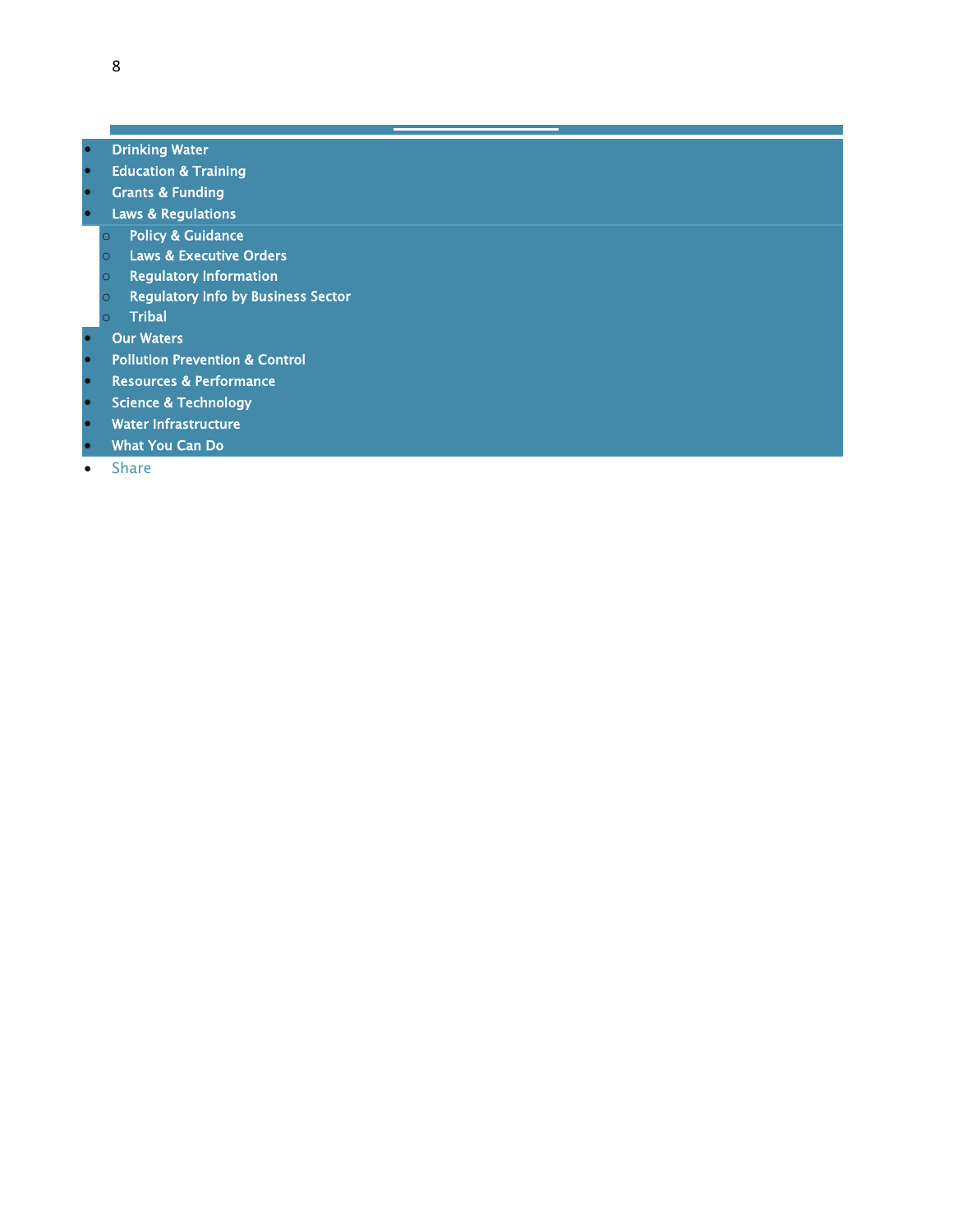- Drinking Water
- Education & Training
- Grants & Funding
- Laws & Regulations
  - Policy & Guidance
  - Laws & Executive Orders
  - Regulatory Information
  - Regulatory Info by Business Sector
  - Tribal
- Our Waters
- Pollution Prevention & Control
- Resources & Performance
- Science & Technology
- Water Infrastructure
- What You Can Do
- Share